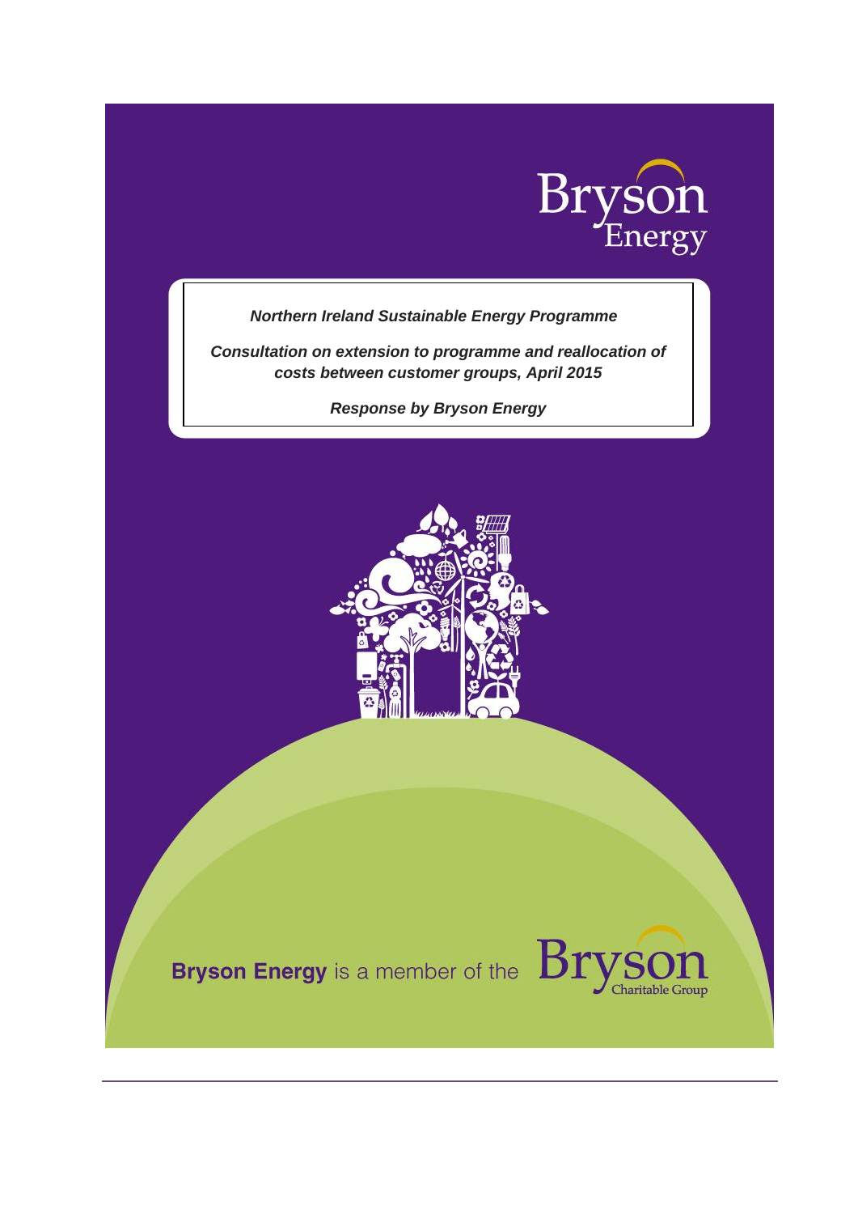Bryson Energy

***Northern Ireland Sustainable Energy Programme***

***Consultation on extension to programme and reallocation of costs between customer groups, April 2015***

***Response by Bryson Energy***

**Bryson Energy** is a member of the Bryson Charitable Group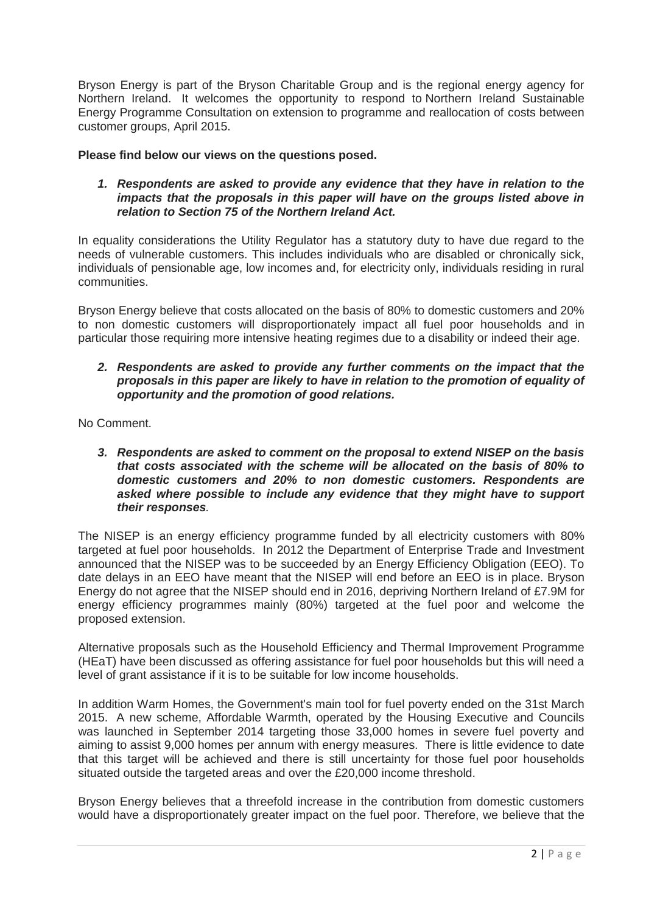Bryson Energy is part of the Bryson Charitable Group and is the regional energy agency for Northern Ireland. It welcomes the opportunity to respond to Northern Ireland Sustainable Energy Programme Consultation on extension to programme and reallocation of costs between customer groups, April 2015.

**Please find below our views on the questions posed.**

1. ***Respondents are asked to provide any evidence that they have in relation to the impacts that the proposals in this paper will have on the groups listed above in relation to Section 75 of the Northern Ireland Act.***

In equality considerations the Utility Regulator has a statutory duty to have due regard to the needs of vulnerable customers. This includes individuals who are disabled or chronically sick, individuals of pensionable age, low incomes and, for electricity only, individuals residing in rural communities.

Bryson Energy believe that costs allocated on the basis of 80% to domestic customers and 20% to non domestic customers will disproportionately impact all fuel poor households and in particular those requiring more intensive heating regimes due to a disability or indeed their age.

2. ***Respondents are asked to provide any further comments on the impact that the proposals in this paper are likely to have in relation to the promotion of equality of opportunity and the promotion of good relations.***

No Comment.

3. ***Respondents are asked to comment on the proposal to extend NISEP on the basis that costs associated with the scheme will be allocated on the basis of 80% to domestic customers and 20% to non domestic customers. Respondents are asked where possible to include any evidence that they might have to support their responses*.**

The NISEP is an energy efficiency programme funded by all electricity customers with 80% targeted at fuel poor households. In 2012 the Department of Enterprise Trade and Investment announced that the NISEP was to be succeeded by an Energy Efficiency Obligation (EEO). To date delays in an EEO have meant that the NISEP will end before an EEO is in place. Bryson Energy do not agree that the NISEP should end in 2016, depriving Northern Ireland of £7.9M for energy efficiency programmes mainly (80%) targeted at the fuel poor and welcome the proposed extension.

Alternative proposals such as the Household Efficiency and Thermal Improvement Programme (HEaT) have been discussed as offering assistance for fuel poor households but this will need a level of grant assistance if it is to be suitable for low income households.

In addition Warm Homes, the Government's main tool for fuel poverty ended on the 31st March 2015. A new scheme, Affordable Warmth, operated by the Housing Executive and Councils was launched in September 2014 targeting those 33,000 homes in severe fuel poverty and aiming to assist 9,000 homes per annum with energy measures. There is little evidence to date that this target will be achieved and there is still uncertainty for those fuel poor households situated outside the targeted areas and over the £20,000 income threshold.

Bryson Energy believes that a threefold increase in the contribution from domestic customers would have a disproportionately greater impact on the fuel poor. Therefore, we believe that the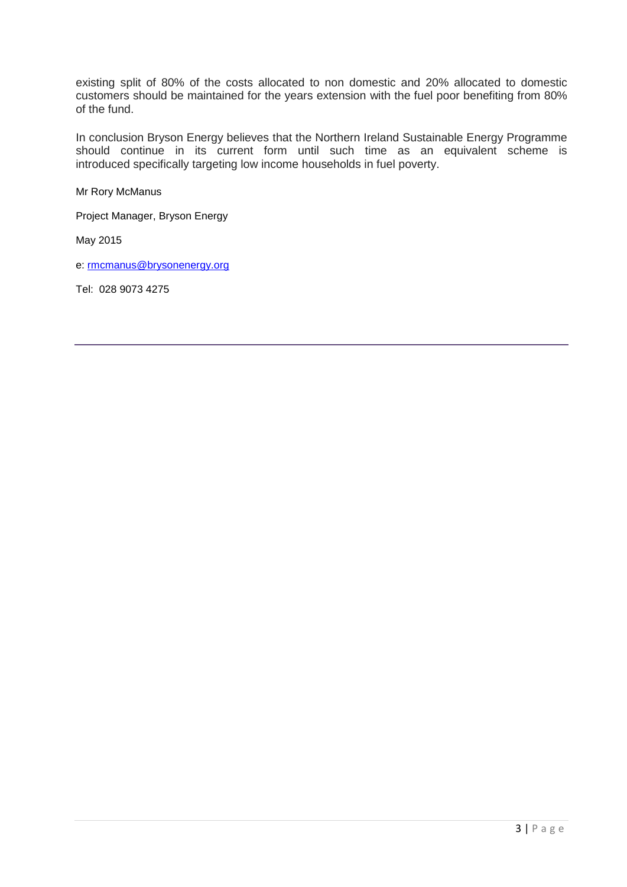existing split of 80% of the costs allocated to non domestic and 20% allocated to domestic customers should be maintained for the years extension with the fuel poor benefiting from 80% of the fund.

In conclusion Bryson Energy believes that the Northern Ireland Sustainable Energy Programme should continue in its current form until such time as an equivalent scheme is introduced specifically targeting low income households in fuel poverty.

Mr Rory McManus

Project Manager, Bryson Energy

May 2015

e: rmcmanus@brysonenergy.org

Tel: 028 9073 4275